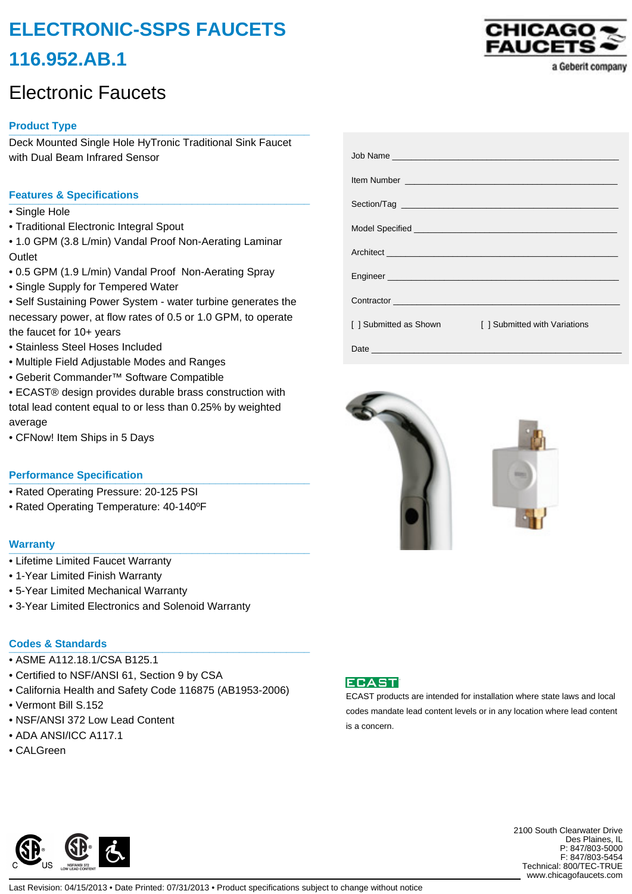# ELECTRONIC-SSPS FAUCETS

# 116.952.AB.1

## Electronic Faucets

CHICAGO FAUCETS
a Geberit company

### Product Type

Deck Mounted Single Hole HyTronic Traditional Sink Faucet with Dual Beam Infrared Sensor

### Features & Specifications

- Single Hole
- Traditional Electronic Integral Spout
- 1.0 GPM (3.8 L/min) Vandal Proof Non-Aerating Laminar Outlet
- 0.5 GPM (1.9 L/min) Vandal Proof Non-Aerating Spray
- Single Supply for Tempered Water
- Self Sustaining Power System - water turbine generates the necessary power, at flow rates of 0.5 or 1.0 GPM, to operate the faucet for 10+ years
- Stainless Steel Hoses Included
- Multiple Field Adjustable Modes and Ranges
- Geberit Commander™ Software Compatible
- ECAST® design provides durable brass construction with total lead content equal to or less than 0.25% by weighted average
- CFNow! Item Ships in 5 Days

### Performance Specification

- Rated Operating Pressure: 20-125 PSI
- Rated Operating Temperature: 40-140ºF

### Warranty

- Lifetime Limited Faucet Warranty
- 1-Year Limited Finish Warranty
- 5-Year Limited Mechanical Warranty
- 3-Year Limited Electronics and Solenoid Warranty

### Codes & Standards

- ASME A112.18.1/CSA B125.1
- Certified to NSF/ANSI 61, Section 9 by CSA
- California Health and Safety Code 116875 (AB1953-2006)
- Vermont Bill S.152
- NSF/ANSI 372 Low Lead Content
- ADA ANSI/ICC A117.1
- CALGreen

Job Name ____________________

Item Number ____________________

Section/Tag ____________________

Model Specified ____________________

Architect ____________________

Engineer ____________________

Contractor ____________________

[ ] Submitted as Shown [ ] Submitted with Variations

Date ____________________

ECAST

ECAST products are intended for installation where state laws and local codes mandate lead content levels or in any location where lead content is a concern.

2100 South Clearwater Drive
Des Plaines, IL
P: 847/803-5000
F: 847/803-5454
Technical: 800/TEC-TRUE
www.chicagofaucets.com

Last Revision: 04/15/2013 • Date Printed: 07/31/2013 • Product specifications subject to change without notice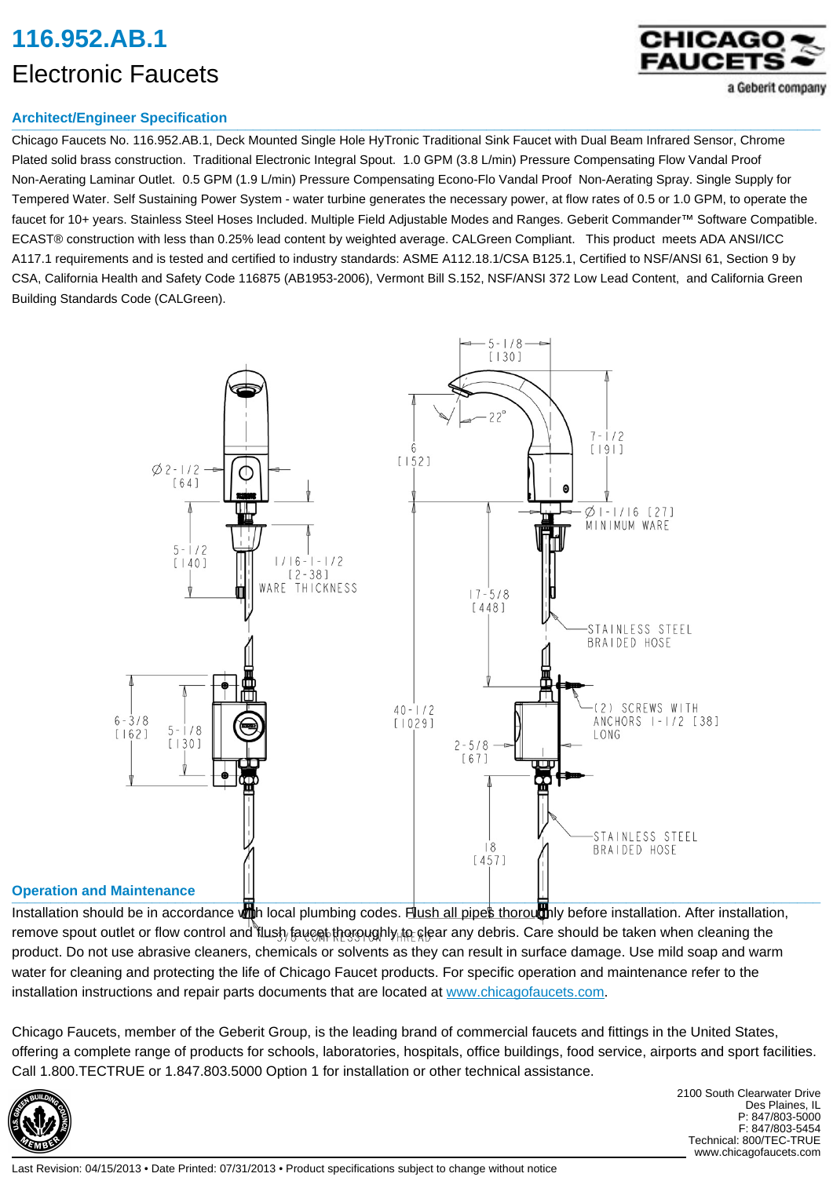# 116.952.AB.1

## Electronic Faucets

### Architect/Engineer Specification

Chicago Faucets No. 116.952.AB.1, Deck Mounted Single Hole HyTronic Traditional Sink Faucet with Dual Beam Infrared Sensor, Chrome Plated solid brass construction. Traditional Electronic Integral Spout. 1.0 GPM (3.8 L/min) Pressure Compensating Flow Vandal Proof Non-Aerating Laminar Outlet. 0.5 GPM (1.9 L/min) Pressure Compensating Econo-Flo Vandal Proof Non-Aerating Spray. Single Supply for Tempered Water. Self Sustaining Power System - water turbine generates the necessary power, at flow rates of 0.5 or 1.0 GPM, to operate the faucet for 10+ years. Stainless Steel Hoses Included. Multiple Field Adjustable Modes and Ranges. Geberit Commander™ Software Compatible. ECAST® construction with less than 0.25% lead content by weighted average. CALGreen Compliant. This product meets ADA ANSI/ICC A117.1 requirements and is tested and certified to industry standards: ASME A112.18.1/CSA B125.1, Certified to NSF/ANSI 61, Section 9 by CSA, California Health and Safety Code 116875 (AB1953-2006), Vermont Bill S.152, NSF/ANSI 372 Low Lead Content, and California Green Building Standards Code (CALGreen).

Ø 2-1/2 [64]
5-1/2 [140]
1/16-1-1/2 [2-38] WARE THICKNESS
6-3/8 [162]
5-1/8 [130]
3/8 COMPRESSION THREAD
5-1/8 [130]
22°
6 [152]
7-1/2 [191]
Ø 1-1/16 [27] MINIMUM WARE
17-5/8 [448]
STAINLESS STEEL BRAIDED HOSE
40-1/2 [1029]
(2) SCREWS WITH ANCHORS 1-1/2 [38] LONG
2-5/8 [67]
18 [457]
STAINLESS STEEL BRAIDED HOSE

### Operation and Maintenance

Installation should be in accordance with local plumbing codes. Flush all pipes thoroughly before installation. After installation, remove spout outlet or flow control and flush faucet thoroughly to clear any debris. Care should be taken when cleaning the product. Do not use abrasive cleaners, chemicals or solvents as they can result in surface damage. Use mild soap and warm water for cleaning and protecting the life of Chicago Faucet products. For specific operation and maintenance refer to the installation instructions and repair parts documents that are located at www.chicagofaucets.com.

Chicago Faucets, member of the Geberit Group, is the leading brand of commercial faucets and fittings in the United States, offering a complete range of products for schools, laboratories, hospitals, office buildings, food service, airports and sport facilities. Call 1.800.TECTRUE or 1.847.803.5000 Option 1 for installation or other technical assistance.

2100 South Clearwater Drive
Des Plaines, IL
P: 847/803-5000
F: 847/803-5454
Technical: 800/TEC-TRUE
www.chicagofaucets.com

Last Revision: 04/15/2013 • Date Printed: 07/31/2013 • Product specifications subject to change without notice